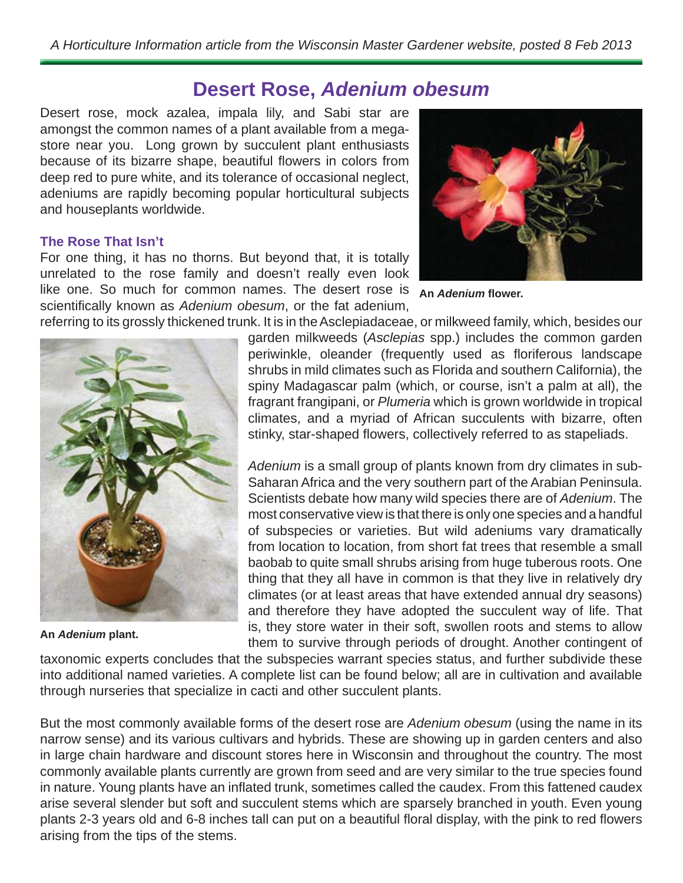# Desert Rose, *Adenium obesum*

Desert rose, mock azalea, impala lily, and Sabi star are amongst the common names of a plant available from a mega-store near you. Long grown by succulent plant enthusiasts because of its bizarre shape, beautiful flowers in colors from deep red to pure white, and its tolerance of occasional neglect, adeniums are rapidly becoming popular horticultural subjects and houseplants worldwide.

**An *Adenium* flower.**

## The Rose That Isn't

For one thing, it has no thorns. But beyond that, it is totally unrelated to the rose family and doesn't really even look like one. So much for common names. The desert rose is scientifically known as *Adenium obesum*, or the fat adenium, referring to its grossly thickened trunk. It is in the Asclepiadaceae, or milkweed family, which, besides our garden milkweeds (*Asclepias* spp.) includes the common garden periwinkle, oleander (frequently used as floriferous landscape shrubs in mild climates such as Florida and southern California), the spiny Madagascar palm (which, or course, isn't a palm at all), the fragrant frangipani, or *Plumeria* which is grown worldwide in tropical climates, and a myriad of African succulents with bizarre, often stinky, star-shaped flowers, collectively referred to as stapeliads.

**An *Adenium* plant.**

*Adenium* is a small group of plants known from dry climates in sub-Saharan Africa and the very southern part of the Arabian Peninsula. Scientists debate how many wild species there are of *Adenium*. The most conservative view is that there is only one species and a handful of subspecies or varieties. But wild adeniums vary dramatically from location to location, from short fat trees that resemble a small baobab to quite small shrubs arising from huge tuberous roots. One thing that they all have in common is that they live in relatively dry climates (or at least areas that have extended annual dry seasons) and therefore they have adopted the succulent way of life. That is, they store water in their soft, swollen roots and stems to allow them to survive through periods of drought. Another contingent of taxonomic experts concludes that the subspecies warrant species status, and further subdivide these into additional named varieties. A complete list can be found below; all are in cultivation and available through nurseries that specialize in cacti and other succulent plants.

But the most commonly available forms of the desert rose are *Adenium obesum* (using the name in its narrow sense) and its various cultivars and hybrids. These are showing up in garden centers and also in large chain hardware and discount stores here in Wisconsin and throughout the country. The most commonly available plants currently are grown from seed and are very similar to the true species found in nature. Young plants have an inflated trunk, sometimes called the caudex. From this fattened caudex arise several slender but soft and succulent stems which are sparsely branched in youth. Even young plants 2-3 years old and 6-8 inches tall can put on a beautiful floral display, with the pink to red flowers arising from the tips of the stems.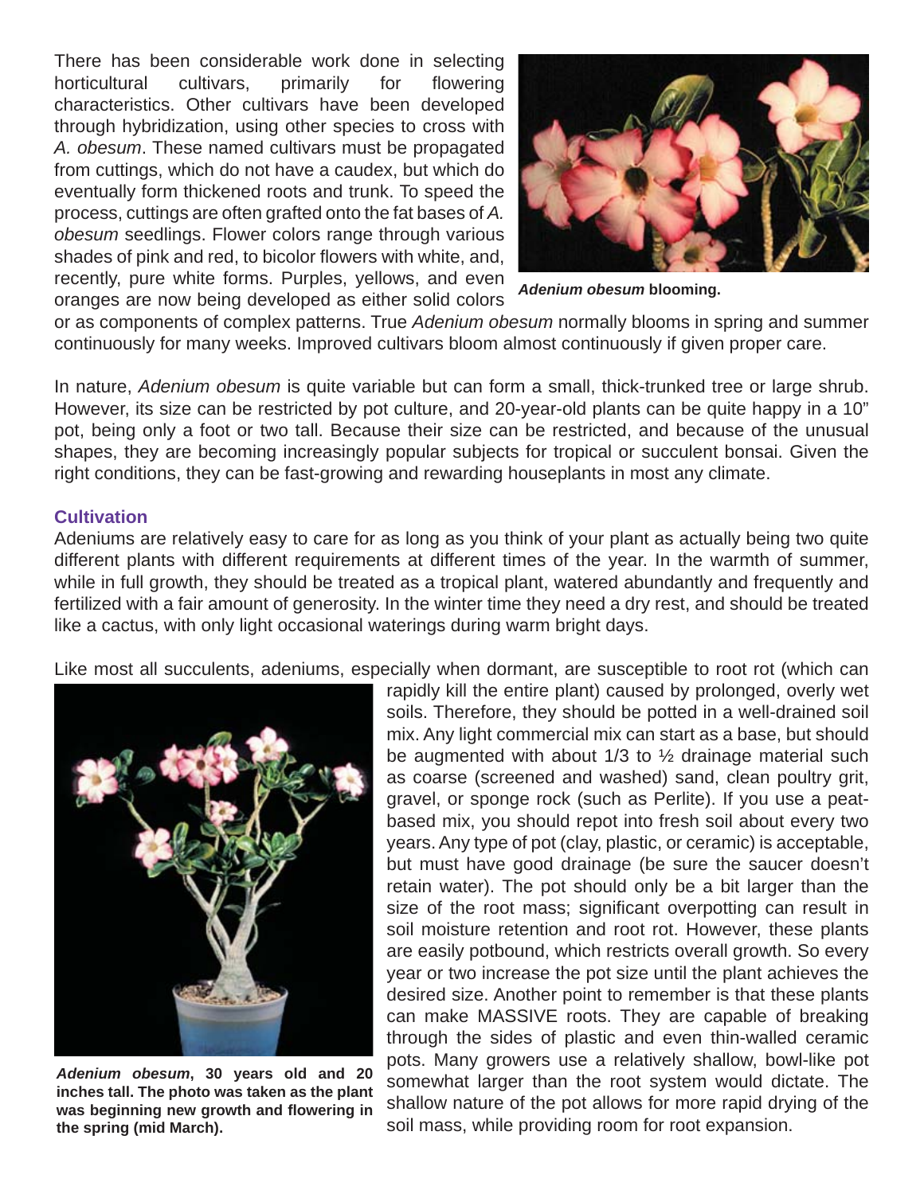There has been considerable work done in selecting horticultural cultivars, primarily for flowering characteristics. Other cultivars have been developed through hybridization, using other species to cross with *A. obesum*. These named cultivars must be propagated from cuttings, which do not have a caudex, but which do eventually form thickened roots and trunk. To speed the process, cuttings are often grafted onto the fat bases of *A. obesum* seedlings. Flower colors range through various shades of pink and red, to bicolor flowers with white, and, recently, pure white forms. Purples, yellows, and even oranges are now being developed as either solid colors or as components of complex patterns. True *Adenium obesum* normally blooms in spring and summer continuously for many weeks. Improved cultivars bloom almost continuously if given proper care.

***Adenium obesum* blooming.**

In nature, *Adenium obesum* is quite variable but can form a small, thick-trunked tree or large shrub. However, its size can be restricted by pot culture, and 20-year-old plants can be quite happy in a 10" pot, being only a foot or two tall. Because their size can be restricted, and because of the unusual shapes, they are becoming increasingly popular subjects for tropical or succulent bonsai. Given the right conditions, they can be fast-growing and rewarding houseplants in most any climate.

### Cultivation

Adeniums are relatively easy to care for as long as you think of your plant as actually being two quite different plants with different requirements at different times of the year. In the warmth of summer, while in full growth, they should be treated as a tropical plant, watered abundantly and frequently and fertilized with a fair amount of generosity. In the winter time they need a dry rest, and should be treated like a cactus, with only light occasional waterings during warm bright days.

Like most all succulents, adeniums, especially when dormant, are susceptible to root rot (which can rapidly kill the entire plant) caused by prolonged, overly wet soils. Therefore, they should be potted in a well-drained soil mix. Any light commercial mix can start as a base, but should be augmented with about 1/3 to ½ drainage material such as coarse (screened and washed) sand, clean poultry grit, gravel, or sponge rock (such as Perlite). If you use a peat-based mix, you should repot into fresh soil about every two years. Any type of pot (clay, plastic, or ceramic) is acceptable, but must have good drainage (be sure the saucer doesn't retain water). The pot should only be a bit larger than the size of the root mass; significant overpotting can result in soil moisture retention and root rot. However, these plants are easily potbound, which restricts overall growth. So every year or two increase the pot size until the plant achieves the desired size. Another point to remember is that these plants can make MASSIVE roots. They are capable of breaking through the sides of plastic and even thin-walled ceramic pots. Many growers use a relatively shallow, bowl-like pot somewhat larger than the root system would dictate. The shallow nature of the pot allows for more rapid drying of the soil mass, while providing room for root expansion.

***Adenium obesum*, 30 years old and 20 inches tall. The photo was taken as the plant was beginning new growth and flowering in the spring (mid March).**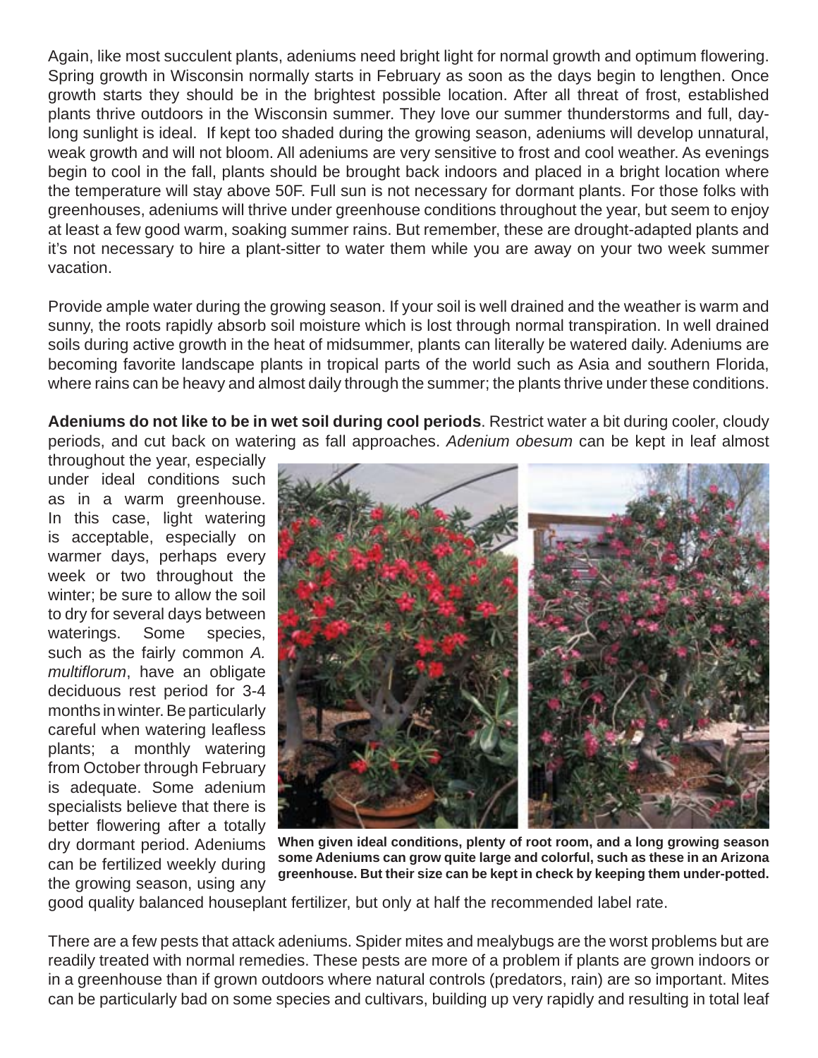Again, like most succulent plants, adeniums need bright light for normal growth and optimum flowering. Spring growth in Wisconsin normally starts in February as soon as the days begin to lengthen. Once growth starts they should be in the brightest possible location. After all threat of frost, established plants thrive outdoors in the Wisconsin summer. They love our summer thunderstorms and full, day-long sunlight is ideal. If kept too shaded during the growing season, adeniums will develop unnatural, weak growth and will not bloom. All adeniums are very sensitive to frost and cool weather. As evenings begin to cool in the fall, plants should be brought back indoors and placed in a bright location where the temperature will stay above 50F. Full sun is not necessary for dormant plants. For those folks with greenhouses, adeniums will thrive under greenhouse conditions throughout the year, but seem to enjoy at least a few good warm, soaking summer rains. But remember, these are drought-adapted plants and it's not necessary to hire a plant-sitter to water them while you are away on your two week summer vacation.

Provide ample water during the growing season. If your soil is well drained and the weather is warm and sunny, the roots rapidly absorb soil moisture which is lost through normal transpiration. In well drained soils during active growth in the heat of midsummer, plants can literally be watered daily. Adeniums are becoming favorite landscape plants in tropical parts of the world such as Asia and southern Florida, where rains can be heavy and almost daily through the summer; the plants thrive under these conditions.

**Adeniums do not like to be in wet soil during cool periods**. Restrict water a bit during cooler, cloudy periods, and cut back on watering as fall approaches. *Adenium obesum* can be kept in leaf almost throughout the year, especially under ideal conditions such as in a warm greenhouse. In this case, light watering is acceptable, especially on warmer days, perhaps every week or two throughout the winter; be sure to allow the soil to dry for several days between waterings. Some species, such as the fairly common *A. multiflorum*, have an obligate deciduous rest period for 3-4 months in winter. Be particularly careful when watering leafless plants; a monthly watering from October through February is adequate. Some adenium specialists believe that there is better flowering after a totally dry dormant period. Adeniums can be fertilized weekly during the growing season, using any good quality balanced houseplant fertilizer, but only at half the recommended label rate.

**When given ideal conditions, plenty of root room, and a long growing season some Adeniums can grow quite large and colorful, such as these in an Arizona greenhouse. But their size can be kept in check by keeping them under-potted.**

There are a few pests that attack adeniums. Spider mites and mealybugs are the worst problems but are readily treated with normal remedies. These pests are more of a problem if plants are grown indoors or in a greenhouse than if grown outdoors where natural controls (predators, rain) are so important. Mites can be particularly bad on some species and cultivars, building up very rapidly and resulting in total leaf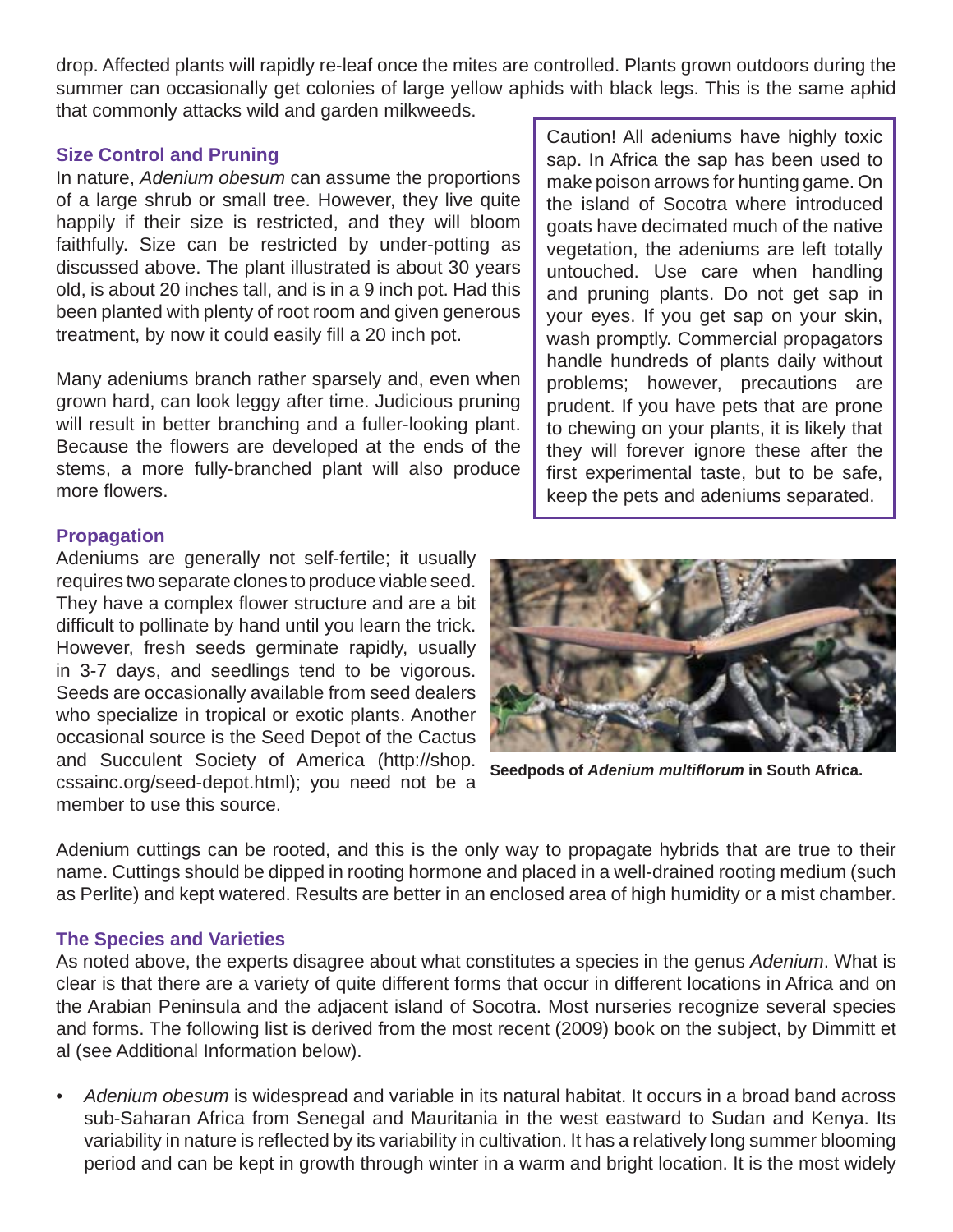drop. Affected plants will rapidly re-leaf once the mites are controlled. Plants grown outdoors during the summer can occasionally get colonies of large yellow aphids with black legs. This is the same aphid that commonly attacks wild and garden milkweeds.

### Size Control and Pruning

In nature, *Adenium obesum* can assume the proportions of a large shrub or small tree. However, they live quite happily if their size is restricted, and they will bloom faithfully. Size can be restricted by under-potting as discussed above. The plant illustrated is about 30 years old, is about 20 inches tall, and is in a 9 inch pot. Had this been planted with plenty of root room and given generous treatment, by now it could easily fill a 20 inch pot.

Many adeniums branch rather sparsely and, even when grown hard, can look leggy after time. Judicious pruning will result in better branching and a fuller-looking plant. Because the flowers are developed at the ends of the stems, a more fully-branched plant will also produce more flowers.

> Caution! All adeniums have highly toxic sap. In Africa the sap has been used to make poison arrows for hunting game. On the island of Socotra where introduced goats have decimated much of the native vegetation, the adeniums are left totally untouched. Use care when handling and pruning plants. Do not get sap in your eyes. If you get sap on your skin, wash promptly. Commercial propagators handle hundreds of plants daily without problems; however, precautions are prudent. If you have pets that are prone to chewing on your plants, it is likely that they will forever ignore these after the first experimental taste, but to be safe, keep the pets and adeniums separated.

### Propagation

Adeniums are generally not self-fertile; it usually requires two separate clones to produce viable seed. They have a complex flower structure and are a bit difficult to pollinate by hand until you learn the trick. However, fresh seeds germinate rapidly, usually in 3-7 days, and seedlings tend to be vigorous. Seeds are occasionally available from seed dealers who specialize in tropical or exotic plants. Another occasional source is the Seed Depot of the Cactus and Succulent Society of America (http://shop.cssainc.org/seed-depot.html); you need not be a member to use this source.

**Seedpods of *Adenium multiflorum* in South Africa.**

Adenium cuttings can be rooted, and this is the only way to propagate hybrids that are true to their name. Cuttings should be dipped in rooting hormone and placed in a well-drained rooting medium (such as Perlite) and kept watered. Results are better in an enclosed area of high humidity or a mist chamber.

### The Species and Varieties

As noted above, the experts disagree about what constitutes a species in the genus *Adenium*. What is clear is that there are a variety of quite different forms that occur in different locations in Africa and on the Arabian Peninsula and the adjacent island of Socotra. Most nurseries recognize several species and forms. The following list is derived from the most recent (2009) book on the subject, by Dimmitt et al (see Additional Information below).

- *Adenium obesum* is widespread and variable in its natural habitat. It occurs in a broad band across sub-Saharan Africa from Senegal and Mauritania in the west eastward to Sudan and Kenya. Its variability in nature is reflected by its variability in cultivation. It has a relatively long summer blooming period and can be kept in growth through winter in a warm and bright location. It is the most widely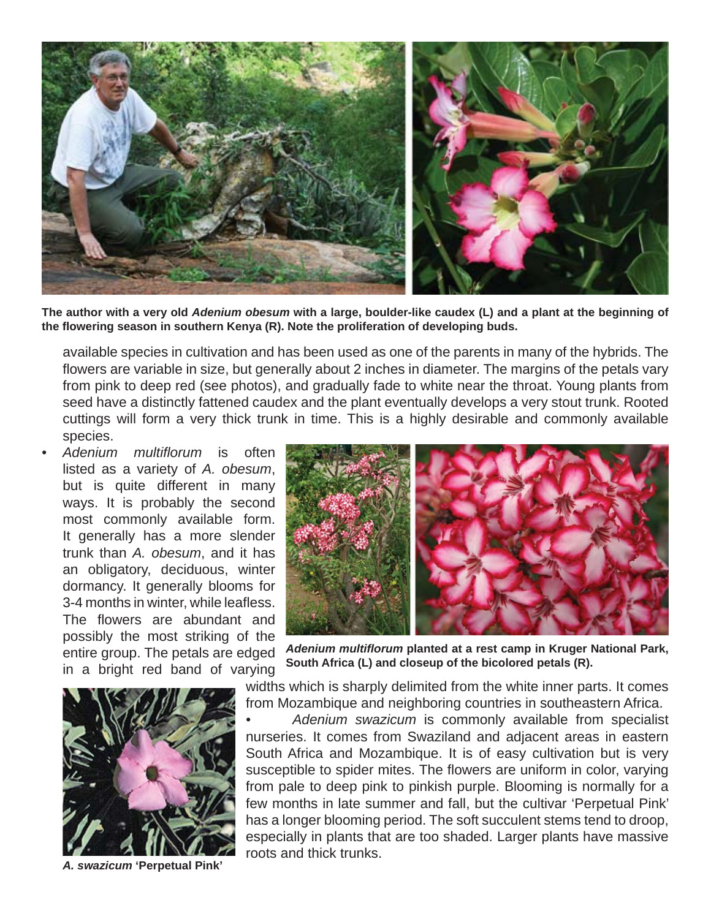**The author with a very old *Adenium obesum* with a large, boulder-like caudex (L) and a plant at the beginning of the flowering season in southern Kenya (R). Note the proliferation of developing buds.**

available species in cultivation and has been used as one of the parents in many of the hybrids. The flowers are variable in size, but generally about 2 inches in diameter. The margins of the petals vary from pink to deep red (see photos), and gradually fade to white near the throat. Young plants from seed have a distinctly fattened caudex and the plant eventually develops a very stout trunk. Rooted cuttings will form a very thick trunk in time. This is a highly desirable and commonly available species.

- *Adenium multiflorum* is often listed as a variety of *A. obesum*, but is quite different in many ways. It is probably the second most commonly available form. It generally has a more slender trunk than *A. obesum*, and it has an obligatory, deciduous, winter dormancy. It generally blooms for 3-4 months in winter, while leafless. The flowers are abundant and possibly the most striking of the entire group. The petals are edged in a bright red band of varying widths which is sharply delimited from the white inner parts. It comes from Mozambique and neighboring countries in southeastern Africa.

**_Adenium multiflorum_ planted at a rest camp in Kruger National Park, South Africa (L) and closeup of the bicolored petals (R).**

- *Adenium swazicum* is commonly available from specialist nurseries. It comes from Swaziland and adjacent areas in eastern South Africa and Mozambique. It is of easy cultivation but is very susceptible to spider mites. The flowers are uniform in color, varying from pale to deep pink to pinkish purple. Blooming is normally for a few months in late summer and fall, but the cultivar 'Perpetual Pink' has a longer blooming period. The soft succulent stems tend to droop, especially in plants that are too shaded. Larger plants have massive roots and thick trunks.

***A. swazicum* 'Perpetual Pink'**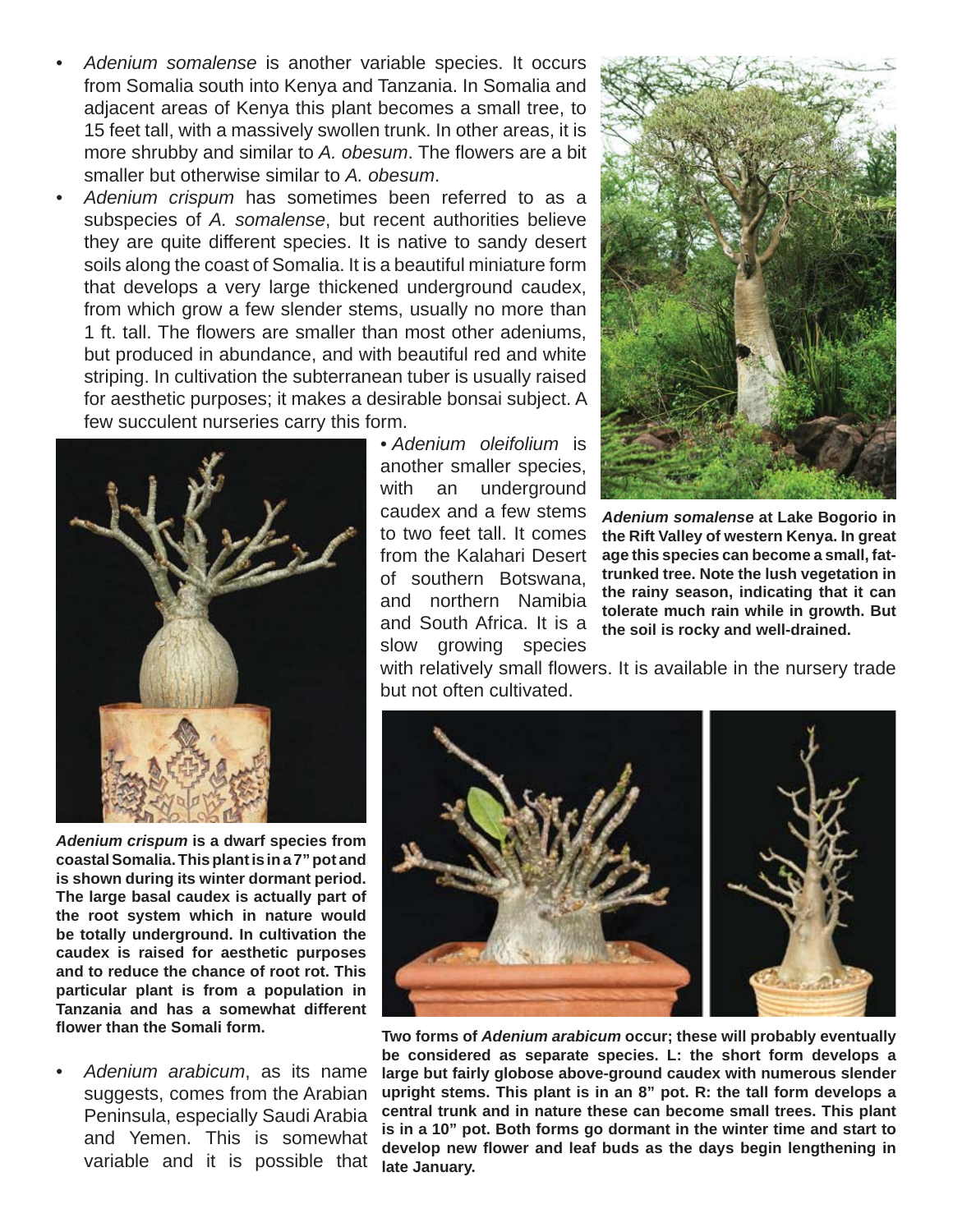- *Adenium somalense* is another variable species. It occurs from Somalia south into Kenya and Tanzania. In Somalia and adjacent areas of Kenya this plant becomes a small tree, to 15 feet tall, with a massively swollen trunk. In other areas, it is more shrubby and similar to *A. obesum*. The flowers are a bit smaller but otherwise similar to *A. obesum*.
- *Adenium crispum* has sometimes been referred to as a subspecies of *A. somalense*, but recent authorities believe they are quite different species. It is native to sandy desert soils along the coast of Somalia. It is a beautiful miniature form that develops a very large thickened underground caudex, from which grow a few slender stems, usually no more than 1 ft. tall. The flowers are smaller than most other adeniums, but produced in abundance, and with beautiful red and white striping. In cultivation the subterranean tuber is usually raised for aesthetic purposes; it makes a desirable bonsai subject. A few succulent nurseries carry this form.
- *Adenium oleifolium* is another smaller species, with an underground caudex and a few stems to two feet tall. It comes from the Kalahari Desert of southern Botswana, and northern Namibia and South Africa. It is a slow growing species with relatively small flowers. It is available in the nursery trade but not often cultivated.
- *Adenium arabicum*, as its name suggests, comes from the Arabian Peninsula, especially Saudi Arabia and Yemen. This is somewhat variable and it is possible that

***Adenium somalense* at Lake Bogorio in the Rift Valley of western Kenya. In great age this species can become a small, fat-trunked tree. Note the lush vegetation in the rainy season, indicating that it can tolerate much rain while in growth. But the soil is rocky and well-drained.**

***Adenium crispum* is a dwarf species from coastal Somalia. This plant is in a 7" pot and is shown during its winter dormant period. The large basal caudex is actually part of the root system which in nature would be totally underground. In cultivation the caudex is raised for aesthetic purposes and to reduce the chance of root rot. This particular plant is from a population in Tanzania and has a somewhat different flower than the Somali form.**

**Two forms of *Adenium arabicum* occur; these will probably eventually be considered as separate species. L: the short form develops a large but fairly globose above-ground caudex with numerous slender upright stems. This plant is in an 8" pot. R: the tall form develops a central trunk and in nature these can become small trees. This plant is in a 10" pot. Both forms go dormant in the winter time and start to develop new flower and leaf buds as the days begin lengthening in late January.**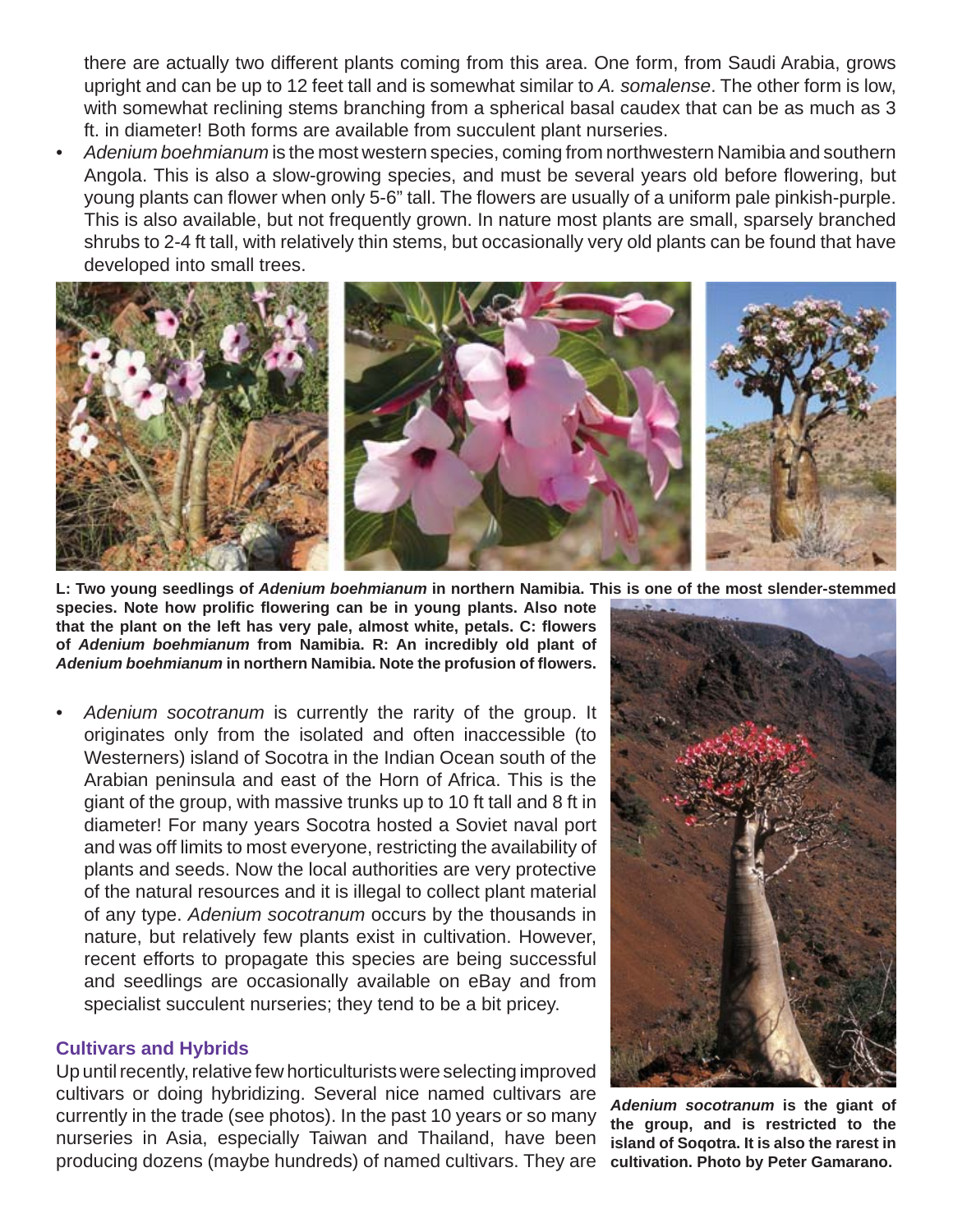there are actually two different plants coming from this area. One form, from Saudi Arabia, grows upright and can be up to 12 feet tall and is somewhat similar to *A. somalense*. The other form is low, with somewhat reclining stems branching from a spherical basal caudex that can be as much as 3 ft. in diameter! Both forms are available from succulent plant nurseries.

- *Adenium boehmianum* is the most western species, coming from northwestern Namibia and southern Angola. This is also a slow-growing species, and must be several years old before flowering, but young plants can flower when only 5-6" tall. The flowers are usually of a uniform pale pinkish-purple. This is also available, but not frequently grown. In nature most plants are small, sparsely branched shrubs to 2-4 ft tall, with relatively thin stems, but occasionally very old plants can be found that have developed into small trees.

**L: Two young seedlings of *Adenium boehmianum* in northern Namibia. This is one of the most slender-stemmed species. Note how prolific flowering can be in young plants. Also note that the plant on the left has very pale, almost white, petals. C: flowers of *Adenium boehmianum* from Namibia. R: An incredibly old plant of *Adenium boehmianum* in northern Namibia. Note the profusion of flowers.**

- *Adenium socotranum* is currently the rarity of the group. It originates only from the isolated and often inaccessible (to Westerners) island of Socotra in the Indian Ocean south of the Arabian peninsula and east of the Horn of Africa. This is the giant of the group, with massive trunks up to 10 ft tall and 8 ft in diameter! For many years Socotra hosted a Soviet naval port and was off limits to most everyone, restricting the availability of plants and seeds. Now the local authorities are very protective of the natural resources and it is illegal to collect plant material of any type. *Adenium socotranum* occurs by the thousands in nature, but relatively few plants exist in cultivation. However, recent efforts to propagate this species are being successful and seedlings are occasionally available on eBay and from specialist succulent nurseries; they tend to be a bit pricey.

**Adenium socotranum* is the giant of the group, and is restricted to the island of Soqotra. It is also the rarest in cultivation. Photo by Peter Gamarano.**

## Cultivars and Hybrids

Up until recently, relative few horticulturists were selecting improved cultivars or doing hybridizing. Several nice named cultivars are currently in the trade (see photos). In the past 10 years or so many nurseries in Asia, especially Taiwan and Thailand, have been producing dozens (maybe hundreds) of named cultivars. They are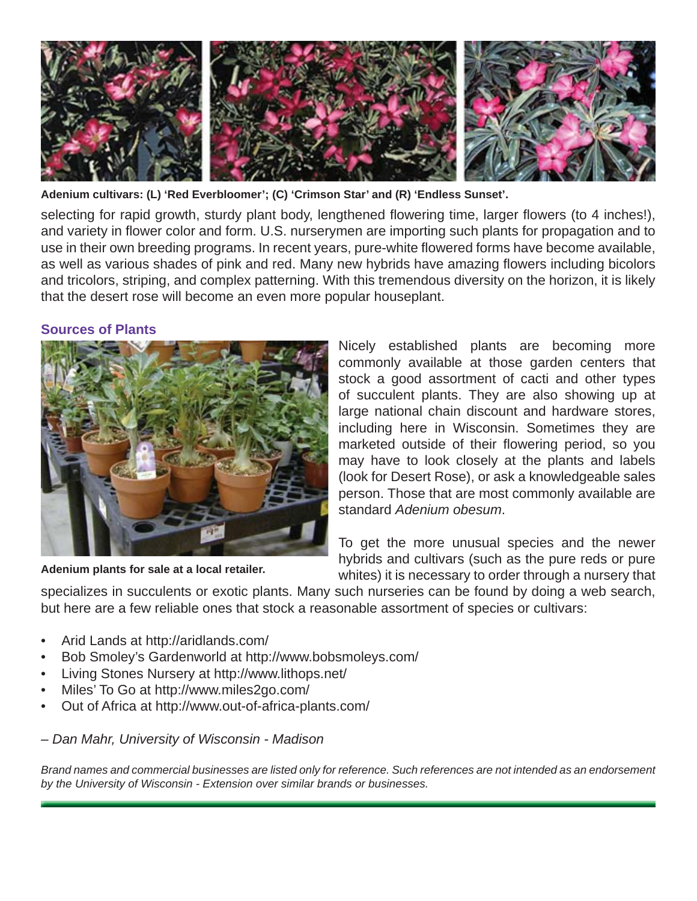**Adenium cultivars: (L) 'Red Everbloomer'; (C) 'Crimson Star' and (R) 'Endless Sunset'.**

selecting for rapid growth, sturdy plant body, lengthened flowering time, larger flowers (to 4 inches!), and variety in flower color and form. U.S. nurserymen are importing such plants for propagation and to use in their own breeding programs. In recent years, pure-white flowered forms have become available, as well as various shades of pink and red. Many new hybrids have amazing flowers including bicolors and tricolors, striping, and complex patterning. With this tremendous diversity on the horizon, it is likely that the desert rose will become an even more popular houseplant.

## Sources of Plants

**Adenium plants for sale at a local retailer.**

Nicely established plants are becoming more commonly available at those garden centers that stock a good assortment of cacti and other types of succulent plants. They are also showing up at large national chain discount and hardware stores, including here in Wisconsin. Sometimes they are marketed outside of their flowering period, so you may have to look closely at the plants and labels (look for Desert Rose), or ask a knowledgeable sales person. Those that are most commonly available are standard *Adenium obesum*.

To get the more unusual species and the newer hybrids and cultivars (such as the pure reds or pure whites) it is necessary to order through a nursery that specializes in succulents or exotic plants. Many such nurseries can be found by doing a web search, but here are a few reliable ones that stock a reasonable assortment of species or cultivars:

- Arid Lands at http://aridlands.com/
- Bob Smoley's Gardenworld at http://www.bobsmoleys.com/
- Living Stones Nursery at http://www.lithops.net/
- Miles' To Go at http://www.miles2go.com/
- Out of Africa at http://www.out-of-africa-plants.com/

*– Dan Mahr, University of Wisconsin - Madison*

*Brand names and commercial businesses are listed only for reference. Such references are not intended as an endorsement by the University of Wisconsin - Extension over similar brands or businesses.*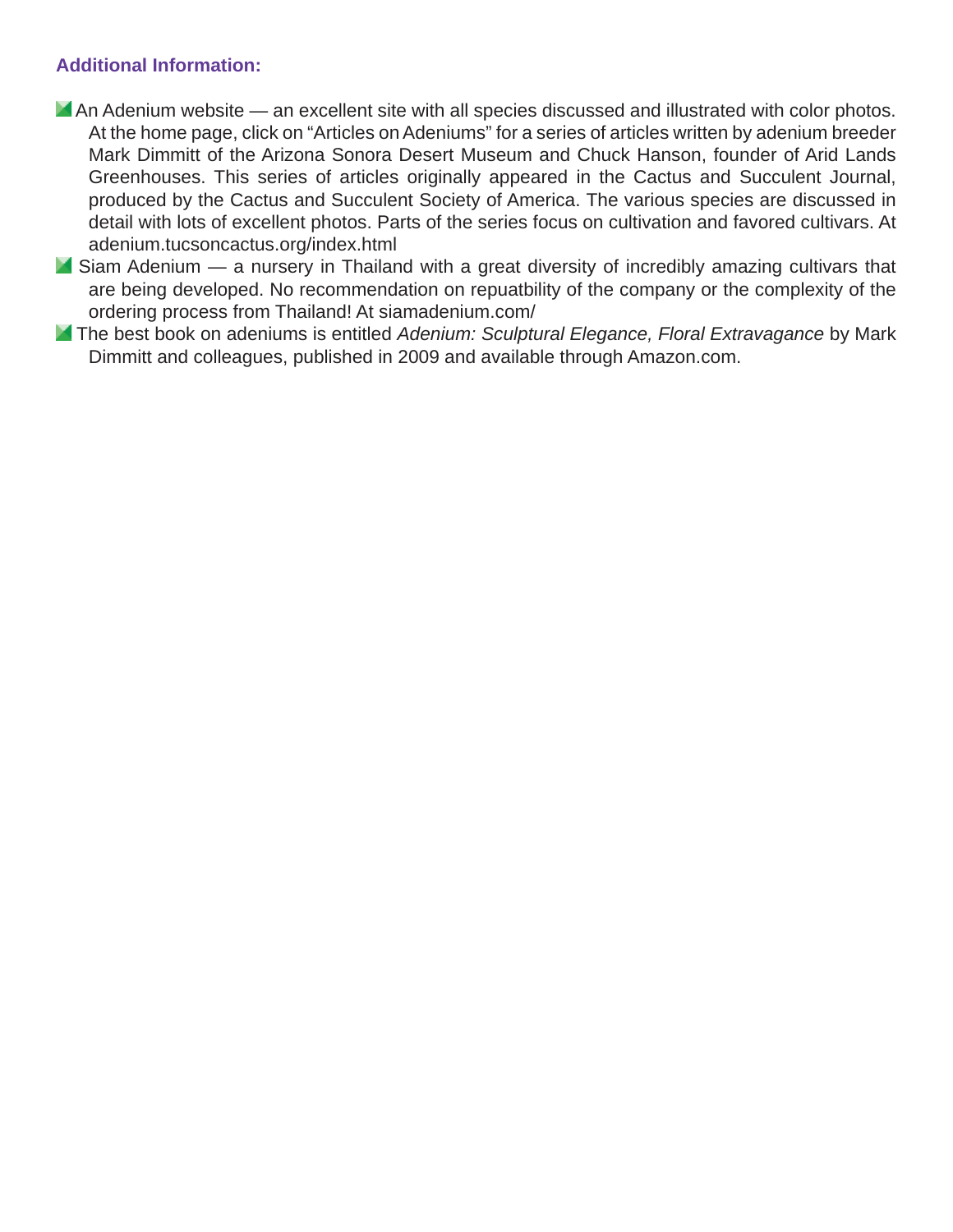**Additional Information:**

- An Adenium website — an excellent site with all species discussed and illustrated with color photos. At the home page, click on "Articles on Adeniums" for a series of articles written by adenium breeder Mark Dimmitt of the Arizona Sonora Desert Museum and Chuck Hanson, founder of Arid Lands Greenhouses. This series of articles originally appeared in the Cactus and Succulent Journal, produced by the Cactus and Succulent Society of America. The various species are discussed in detail with lots of excellent photos. Parts of the series focus on cultivation and favored cultivars. At adenium.tucsoncactus.org/index.html
- Siam Adenium — a nursery in Thailand with a great diversity of incredibly amazing cultivars that are being developed. No recommendation on repuatbility of the company or the complexity of the ordering process from Thailand! At siamadenium.com/
- The best book on adeniums is entitled *Adenium: Sculptural Elegance, Floral Extravagance* by Mark Dimmitt and colleagues, published in 2009 and available through Amazon.com.